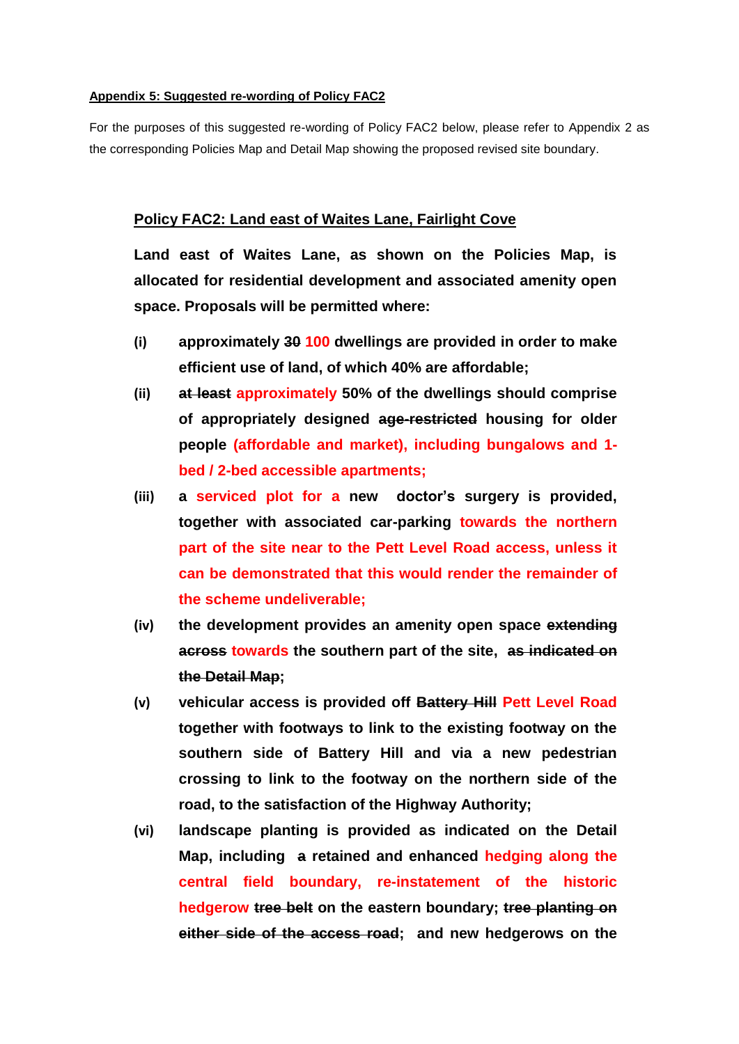**Appendix 5: Suggested re-wording of Policy FAC2**

For the purposes of this suggested re-wording of Policy FAC2 below, please refer to Appendix 2 as the corresponding Policies Map and Detail Map showing the proposed revised site boundary.

**Policy FAC2: Land east of Waites Lane, Fairlight Cove**

**Land east of Waites Lane, as shown on the Policies Map, is allocated for residential development and associated amenity open space. Proposals will be permitted where:**

**(i)** **approximately ~~30~~ 100 dwellings are provided in order to make efficient use of land, of which 40% are affordable;**

**(ii)** **~~at least~~ approximately 50% of the dwellings should comprise of appropriately designed ~~age-restricted~~ housing for older people (affordable and market), including bungalows and 1-bed / 2-bed accessible apartments;**

**(iii)** **a serviced plot for a new doctor's surgery is provided, together with associated car-parking towards the northern part of the site near to the Pett Level Road access, unless it can be demonstrated that this would render the remainder of the scheme undeliverable;**

**(iv)** **the development provides an amenity open space ~~extending across~~ towards the southern part of the site, ~~as indicated on the Detail Map~~;**

**(v)** **vehicular access is provided off ~~Battery Hill~~ Pett Level Road together with footways to link to the existing footway on the southern side of Battery Hill and via a new pedestrian crossing to link to the footway on the northern side of the road, to the satisfaction of the Highway Authority;**

**(vi)** **landscape planting is provided as indicated on the Detail Map, including ~~a~~ retained and enhanced hedging along the central field boundary, re-instatement of the historic hedgerow ~~tree belt~~ on the eastern boundary; ~~tree planting on either side of the access road~~; and new hedgerows on the**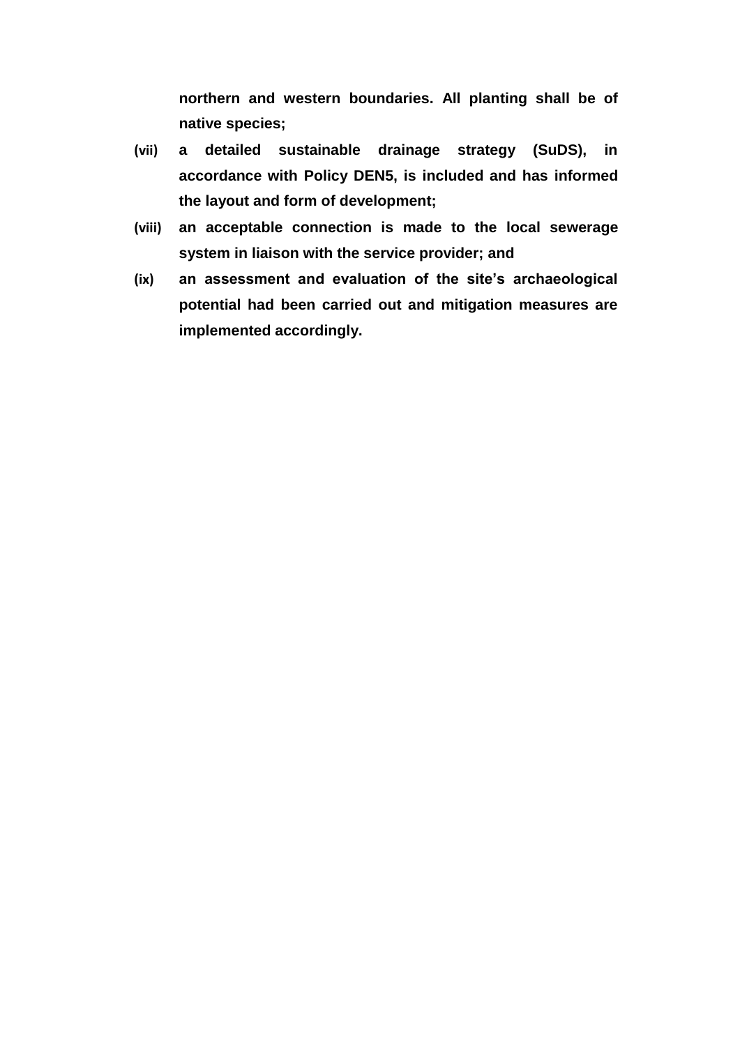**northern and western boundaries. All planting shall be of native species;**

**(vii)** **a detailed sustainable drainage strategy (SuDS), in accordance with Policy DEN5, is included and has informed the layout and form of development;**

**(viii)** **an acceptable connection is made to the local sewerage system in liaison with the service provider; and**

**(ix)** **an assessment and evaluation of the site's archaeological potential had been carried out and mitigation measures are implemented accordingly.**